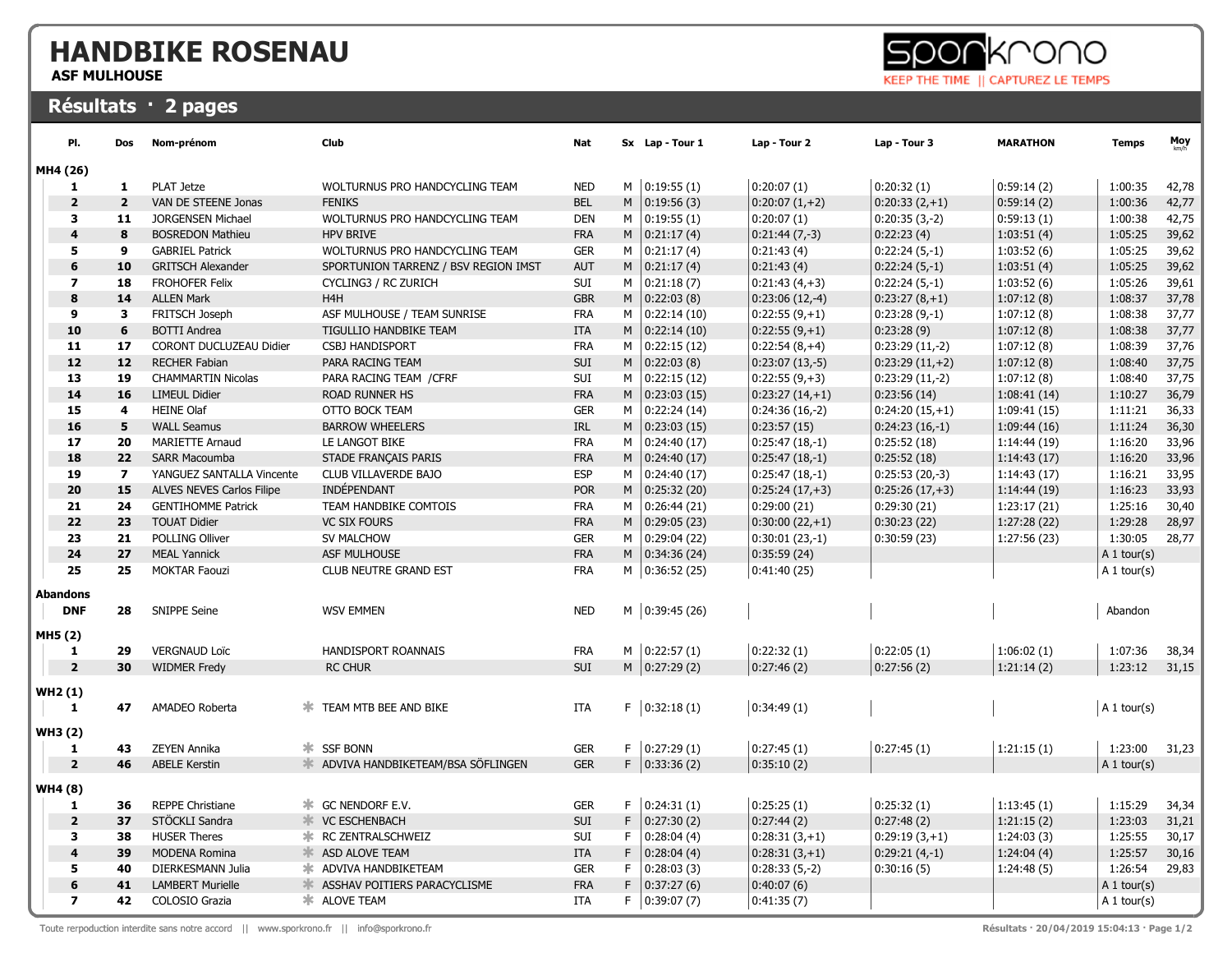# HANDBIKE ROSENAU

**ASF MULHOUSE**

## Résultats · 2 pages

| Pl. | Dos | Nom-prénom | Club | Nat | Sx | Lap - Tour 1 | Lap - Tour 2 | Lap - Tour 3 | MARATHON | Temps | Moy km/h |
|---|---|---|---|---|---|---|---|---|---|---|---|
| **MH4 (26)** | | | | | | | | | | | |
| **1** | **1** | PLAT Jetze | WOLTURNUS PRO HANDCYCLING TEAM | NED | M | 0:19:55 (1) | 0:20:07 (1) | 0:20:32 (1) | 0:59:14 (2) | 1:00:35 | 42,78 |
| **2** | **2** | VAN DE STEENE Jonas | FENIKS | BEL | M | 0:19:56 (3) | 0:20:07 (1,+2) | 0:20:33 (2,+1) | 0:59:14 (2) | 1:00:36 | 42,77 |
| **3** | **11** | JORGENSEN Michael | WOLTURNUS PRO HANDCYCLING TEAM | DEN | M | 0:19:55 (1) | 0:20:07 (1) | 0:20:35 (3,-2) | 0:59:13 (1) | 1:00:38 | 42,75 |
| **4** | **8** | BOSREDON Mathieu | HPV BRIVE | FRA | M | 0:21:17 (4) | 0:21:44 (7,-3) | 0:22:23 (4) | 1:03:51 (4) | 1:05:25 | 39,62 |
| **5** | **9** | GABRIEL Patrick | WOLTURNUS PRO HANDCYCLING TEAM | GER | M | 0:21:17 (4) | 0:21:43 (4) | 0:22:24 (5,-1) | 1:03:52 (6) | 1:05:25 | 39,62 |
| **6** | **10** | GRITSCH Alexander | SPORTUNION TARRENZ / BSV REGION IMST | AUT | M | 0:21:17 (4) | 0:21:43 (4) | 0:22:24 (5,-1) | 1:03:51 (4) | 1:05:25 | 39,62 |
| **7** | **18** | FROHOFER Felix | CYCLING3 / RC ZURICH | SUI | M | 0:21:18 (7) | 0:21:43 (4,+3) | 0:22:24 (5,-1) | 1:03:52 (6) | 1:05:26 | 39,61 |
| **8** | **14** | ALLEN Mark | H4H | GBR | M | 0:22:03 (8) | 0:23:06 (12,-4) | 0:23:27 (8,+1) | 1:07:12 (8) | 1:08:37 | 37,78 |
| **9** | **3** | FRITSCH Joseph | ASF MULHOUSE / TEAM SUNRISE | FRA | M | 0:22:14 (10) | 0:22:55 (9,+1) | 0:23:28 (9,-1) | 1:07:12 (8) | 1:08:38 | 37,77 |
| **10** | **6** | BOTTI Andrea | TIGULLIO HANDBIKE TEAM | ITA | M | 0:22:14 (10) | 0:22:55 (9,+1) | 0:23:28 (9) | 1:07:12 (8) | 1:08:38 | 37,77 |
| **11** | **17** | CORONT DUCLUZEAU Didier | CSBJ HANDISPORT | FRA | M | 0:22:15 (12) | 0:22:54 (8,+4) | 0:23:29 (11,-2) | 1:07:12 (8) | 1:08:39 | 37,76 |
| **12** | **12** | RECHER Fabian | PARA RACING TEAM | SUI | M | 0:22:03 (8) | 0:23:07 (13,-5) | 0:23:29 (11,+2) | 1:07:12 (8) | 1:08:40 | 37,75 |
| **13** | **19** | CHAMMARTIN Nicolas | PARA RACING TEAM /CFRF | SUI | M | 0:22:15 (12) | 0:22:55 (9,+3) | 0:23:29 (11,-2) | 1:07:12 (8) | 1:08:40 | 37,75 |
| **14** | **16** | LIMEUL Didier | ROAD RUNNER HS | FRA | M | 0:23:03 (15) | 0:23:27 (14,+1) | 0:23:56 (14) | 1:08:41 (14) | 1:10:27 | 36,79 |
| **15** | **4** | HEINE Olaf | OTTO BOCK TEAM | GER | M | 0:22:24 (14) | 0:24:36 (16,-2) | 0:24:20 (15,+1) | 1:09:41 (15) | 1:11:21 | 36,33 |
| **16** | **5** | WALL Seamus | BARROW WHEELERS | IRL | M | 0:23:03 (15) | 0:23:57 (15) | 0:24:23 (16,-1) | 1:09:44 (16) | 1:11:24 | 36,30 |
| **17** | **20** | MARIETTE Arnaud | LE LANGOT BIKE | FRA | M | 0:24:40 (17) | 0:25:47 (18,-1) | 0:25:52 (18) | 1:14:44 (19) | 1:16:20 | 33,96 |
| **18** | **22** | SARR Macoumba | STADE FRANÇAIS PARIS | FRA | M | 0:24:40 (17) | 0:25:47 (18,-1) | 0:25:52 (18) | 1:14:43 (17) | 1:16:20 | 33,96 |
| **19** | **7** | YANGUEZ SANTALLA Vincente | CLUB VILLAVERDE BAJO | ESP | M | 0:24:40 (17) | 0:25:47 (18,-1) | 0:25:53 (20,-3) | 1:14:43 (17) | 1:16:21 | 33,95 |
| **20** | **15** | ALVES NEVES Carlos Filipe | INDÉPENDANT | POR | M | 0:25:32 (20) | 0:25:24 (17,+3) | 0:25:26 (17,+3) | 1:14:44 (19) | 1:16:23 | 33,93 |
| **21** | **24** | GENTIHOMME Patrick | TEAM HANDBIKE COMTOIS | FRA | M | 0:26:44 (21) | 0:29:00 (21) | 0:29:30 (21) | 1:23:17 (21) | 1:25:16 | 30,40 |
| **22** | **23** | TOUAT Didier | VC SIX FOURS | FRA | M | 0:29:05 (23) | 0:30:00 (22,+1) | 0:30:23 (22) | 1:27:28 (22) | 1:29:28 | 28,97 |
| **23** | **21** | POLLING Olliver | SV MALCHOW | GER | M | 0:29:04 (22) | 0:30:01 (23,-1) | 0:30:59 (23) | 1:27:56 (23) | 1:30:05 | 28,77 |
| **24** | **27** | MEAL Yannick | ASF MULHOUSE | FRA | M | 0:34:36 (24) | 0:35:59 (24) | | | A 1 tour(s) | |
| **25** | **25** | MOKTAR Faouzi | CLUB NEUTRE GRAND EST | FRA | M | 0:36:52 (25) | 0:41:40 (25) | | | A 1 tour(s) | |
| **Abandons** | | | | | | | | | | | |
| **DNF** | **28** | SNIPPE Seine | WSV EMMEN | NED | M | 0:39:45 (26) | | | | Abandon | |
| **MH5 (2)** | | | | | | | | | | | |
| **1** | **29** | VERGNAUD Loïc | HANDISPORT ROANNAIS | FRA | M | 0:22:57 (1) | 0:22:32 (1) | 0:22:05 (1) | 1:06:02 (1) | 1:07:36 | 38,34 |
| **2** | **30** | WIDMER Fredy | RC CHUR | SUI | M | 0:27:29 (2) | 0:27:46 (2) | 0:27:56 (2) | 1:21:14 (2) | 1:23:12 | 31,15 |
| **WH2 (1)** | | | | | | | | | | | |
| **1** | **47** | AMADEO Roberta | * TEAM MTB BEE AND BIKE | ITA | F | 0:32:18 (1) | 0:34:49 (1) | | | A 1 tour(s) | |
| **WH3 (2)** | | | | | | | | | | | |
| **1** | **43** | ZEYEN Annika | * SSF BONN | GER | F | 0:27:29 (1) | 0:27:45 (1) | 0:27:45 (1) | 1:21:15 (1) | 1:23:00 | 31,23 |
| **2** | **46** | ABELE Kerstin | * ADVIVA HANDBIKETEAM/BSA SÖFLINGEN | GER | F | 0:33:36 (2) | 0:35:10 (2) | | | A 1 tour(s) | |
| **WH4 (8)** | | | | | | | | | | | |
| **1** | **36** | REPPE Christiane | * GC NENDORF E.V. | GER | F | 0:24:31 (1) | 0:25:25 (1) | 0:25:32 (1) | 1:13:45 (1) | 1:15:29 | 34,34 |
| **2** | **37** | STÖCKLI Sandra | * VC ESCHENBACH | SUI | F | 0:27:30 (2) | 0:27:44 (2) | 0:27:48 (2) | 1:21:15 (2) | 1:23:03 | 31,21 |
| **3** | **38** | HUSER Theres | * RC ZENTRALSCHWEIZ | SUI | F | 0:28:04 (4) | 0:28:31 (3,+1) | 0:29:19 (3,+1) | 1:24:03 (3) | 1:25:55 | 30,17 |
| **4** | **39** | MODENA Romina | * ASD ALOVE TEAM | ITA | F | 0:28:04 (4) | 0:28:31 (3,+1) | 0:29:21 (4,-1) | 1:24:04 (4) | 1:25:57 | 30,16 |
| **5** | **40** | DIERKESMANN Julia | * ADVIVA HANDBIKETEAM | GER | F | 0:28:03 (3) | 0:28:33 (5,-2) | 0:30:16 (5) | 1:24:48 (5) | 1:26:54 | 29,83 |
| **6** | **41** | LAMBERT Murielle | * ASSHAV POITIERS PARACYCLISME | FRA | F | 0:37:27 (6) | 0:40:07 (6) | | | A 1 tour(s) | |
| **7** | **42** | COLOSIO Grazia | * ALOVE TEAM | ITA | F | 0:39:07 (7) | 0:41:35 (7) | | | A 1 tour(s) | |

Toute rerpoduction interdite sans notre accord || www.sporkrono.fr || info@sporkrono.fr

Résultats · 20/04/2019 15:04:13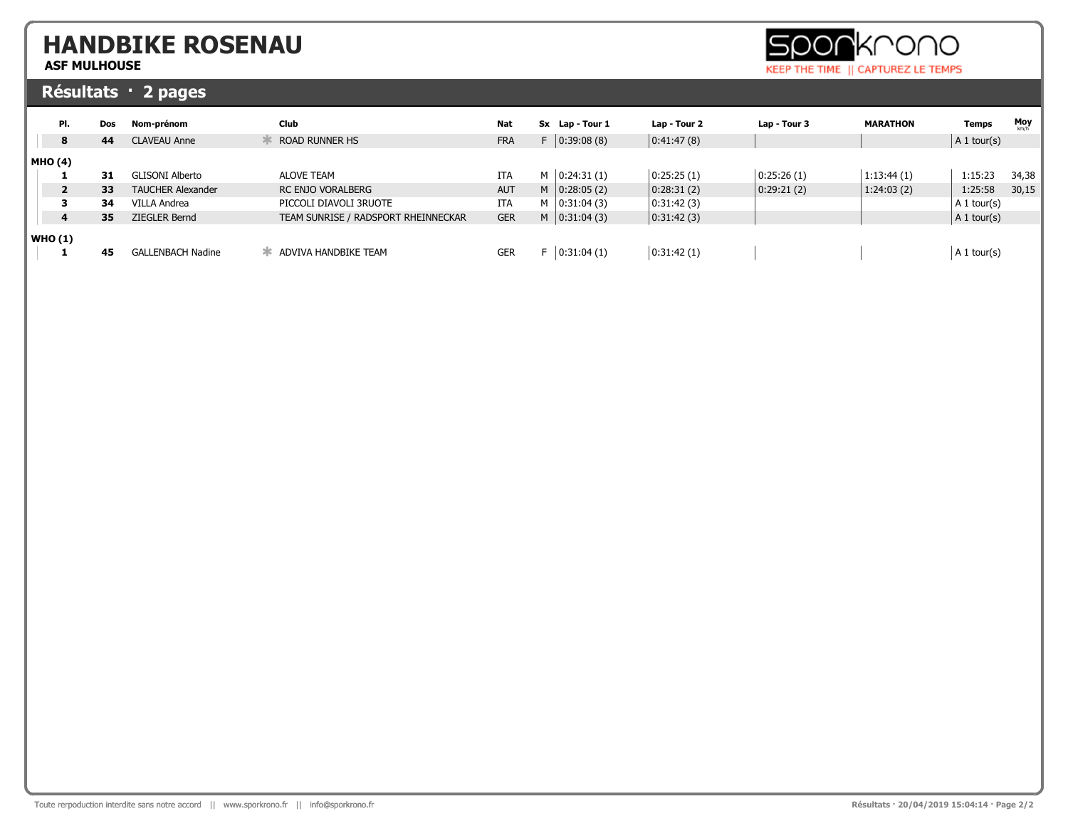# HANDBIKE ROSENAU

**ASF MULHOUSE**

## Résultats · 2 pages

| Pl. | Dos | Nom-prénom | | Club | Nat | Sx | Lap - Tour 1 | Lap - Tour 2 | Lap - Tour 3 | MARATHON | Temps | Moy km/h |
|---|---|---|---|---|---|---|---|---|---|---|---|---|
| 8 | 44 | CLAVEAU Anne | * | ROAD RUNNER HS | FRA | F | 0:39:08 (8) | 0:41:47 (8) | | | A 1 tour(s) | |
| **MHO (4)** | | | | | | | | | | | | |
| 1 | 31 | GLISONI Alberto | | ALOVE TEAM | ITA | M | 0:24:31 (1) | 0:25:25 (1) | 0:25:26 (1) | 1:13:44 (1) | 1:15:23 | 34,38 |
| 2 | 33 | TAUCHER Alexander | | RC ENJO VORALBERG | AUT | M | 0:28:05 (2) | 0:28:31 (2) | 0:29:21 (2) | 1:24:03 (2) | 1:25:58 | 30,15 |
| 3 | 34 | VILLA Andrea | | PICCOLI DIAVOLI 3RUOTE | ITA | M | 0:31:04 (3) | 0:31:42 (3) | | | A 1 tour(s) | |
| 4 | 35 | ZIEGLER Bernd | | TEAM SUNRISE / RADSPORT RHEINNECKAR | GER | M | 0:31:04 (3) | 0:31:42 (3) | | | A 1 tour(s) | |
| **WHO (1)** | | | | | | | | | | | | |
| 1 | 45 | GALLENBACH Nadine | * | ADVIVA HANDBIKE TEAM | GER | F | 0:31:04 (1) | 0:31:42 (1) | | | A 1 tour(s) | |

Toute rerpoduction interdite sans notre accord || www.sporkrono.fr || info@sporkrono.fr

Résultats · 20/04/2019 15:04:14